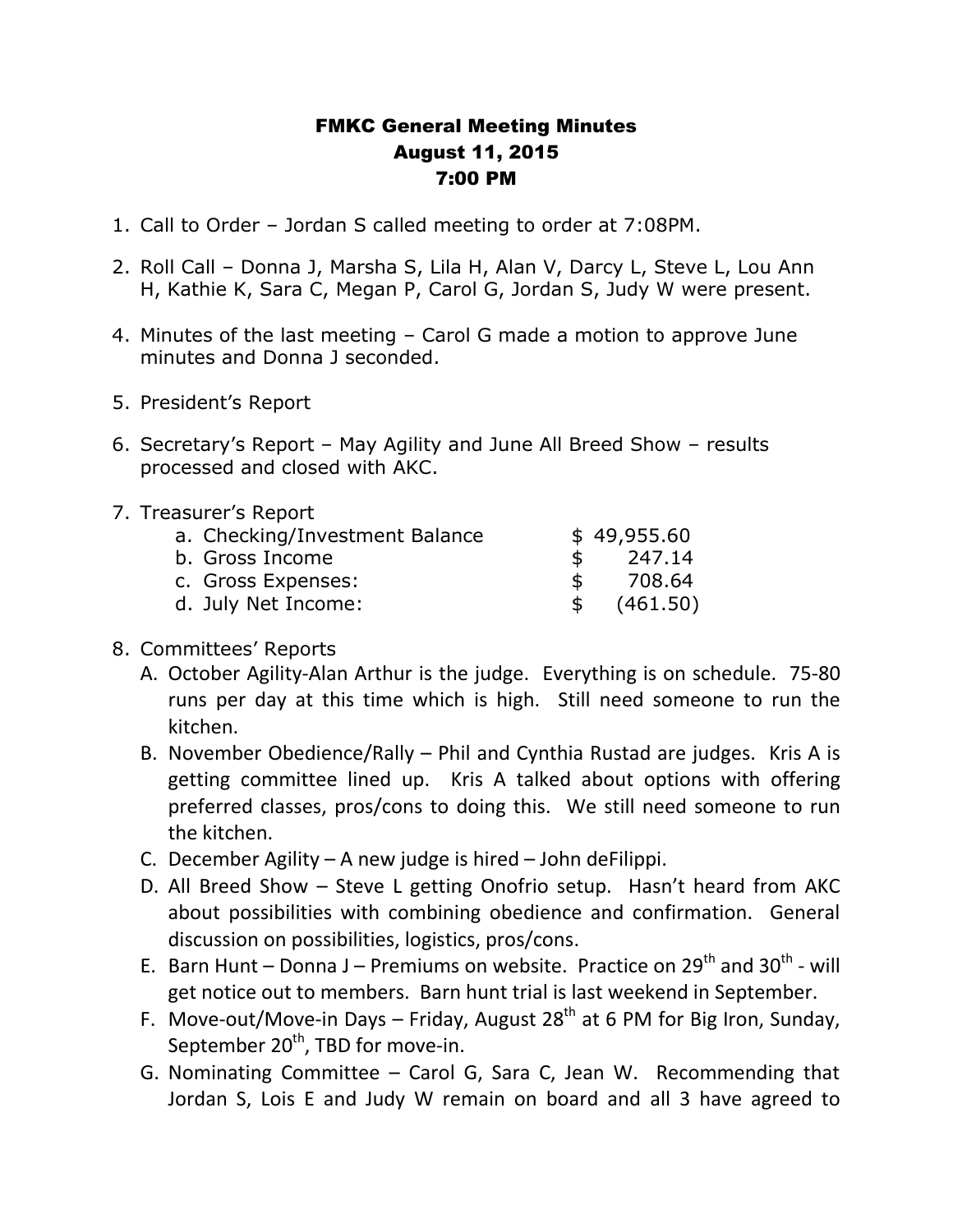# FMKC General Meeting Minutes
## August 11, 2015
## 7:00 PM

1. Call to Order – Jordan S called meeting to order at 7:08PM.

2. Roll Call – Donna J, Marsha S, Lila H, Alan V, Darcy L, Steve L, Lou Ann H, Kathie K, Sara C, Megan P, Carol G, Jordan S, Judy W were present.

4. Minutes of the last meeting – Carol G made a motion to approve June minutes and Donna J seconded.

5. President's Report

6. Secretary's Report – May Agility and June All Breed Show – results processed and closed with AKC.

7. Treasurer's Report
   a. Checking/Investment Balance $ 49,955.60
   b. Gross Income $ 247.14
   c. Gross Expenses: $ 708.64
   d. July Net Income: $ (461.50)

8. Committees' Reports
   A. October Agility-Alan Arthur is the judge. Everything is on schedule. 75-80 runs per day at this time which is high. Still need someone to run the kitchen.
   B. November Obedience/Rally – Phil and Cynthia Rustad are judges. Kris A is getting committee lined up. Kris A talked about options with offering preferred classes, pros/cons to doing this. We still need someone to run the kitchen.
   C. December Agility – A new judge is hired – John deFilippi.
   D. All Breed Show – Steve L getting Onofrio setup. Hasn't heard from AKC about possibilities with combining obedience and confirmation. General discussion on possibilities, logistics, pros/cons.
   E. Barn Hunt – Donna J – Premiums on website. Practice on 29th and 30th - will get notice out to members. Barn hunt trial is last weekend in September.
   F. Move-out/Move-in Days – Friday, August 28th at 6 PM for Big Iron, Sunday, September 20th, TBD for move-in.
   G. Nominating Committee – Carol G, Sara C, Jean W. Recommending that Jordan S, Lois E and Judy W remain on board and all 3 have agreed to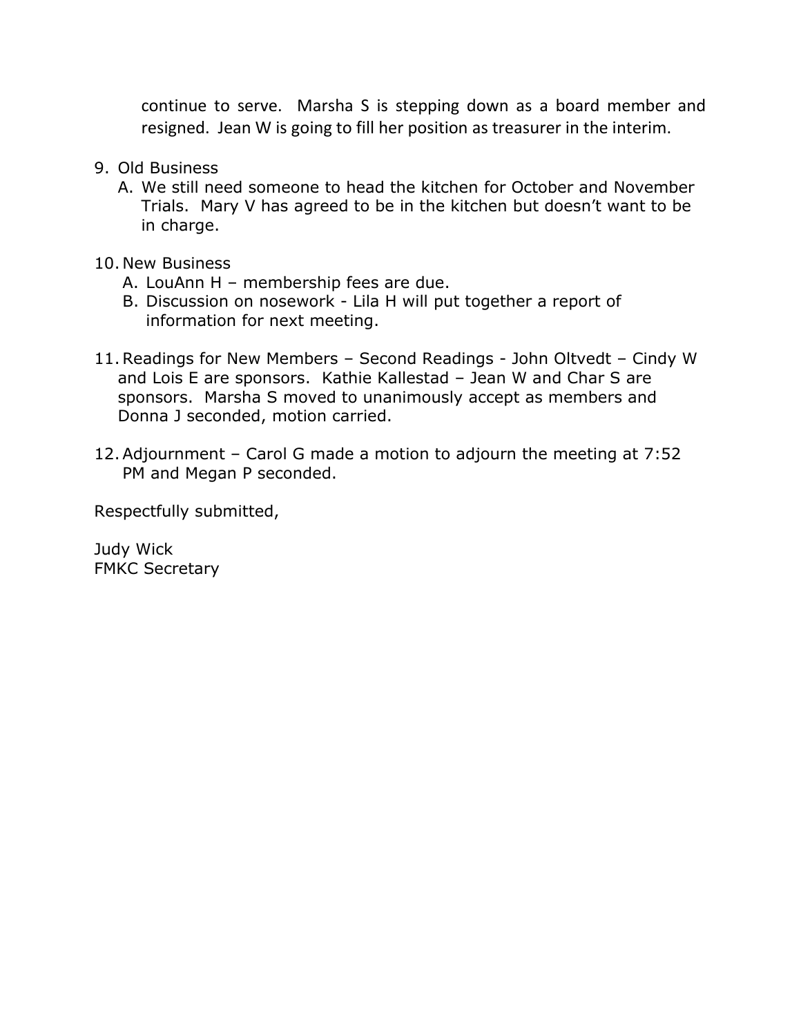continue to serve. Marsha S is stepping down as a board member and resigned. Jean W is going to fill her position as treasurer in the interim.

9. Old Business
   A. We still need someone to head the kitchen for October and November Trials. Mary V has agreed to be in the kitchen but doesn't want to be in charge.

10. New Business
    A. LouAnn H – membership fees are due.
    B. Discussion on nosework - Lila H will put together a report of information for next meeting.

11. Readings for New Members – Second Readings - John Oltvedt – Cindy W and Lois E are sponsors. Kathie Kallestad – Jean W and Char S are sponsors. Marsha S moved to unanimously accept as members and Donna J seconded, motion carried.

12. Adjournment – Carol G made a motion to adjourn the meeting at 7:52 PM and Megan P seconded.

Respectfully submitted,

Judy Wick
FMKC Secretary